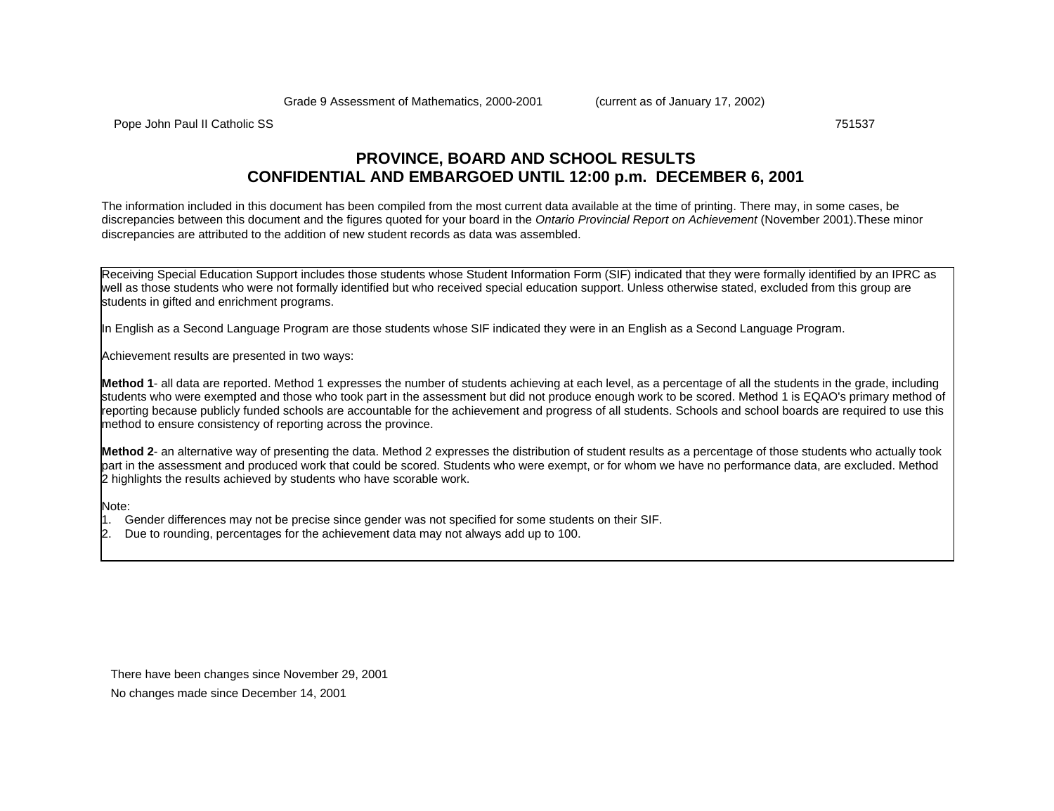Grade 9 Assessment of Mathematics, 2000-2001 (current as of January 17, 2002)

Pope John Paul II Catholic SS 751537

# PROVINCE, BOARD AND SCHOOL RESULTS
# CONFIDENTIAL AND EMBARGOED UNTIL 12:00 p.m. DECEMBER 6, 2001

The information included in this document has been compiled from the most current data available at the time of printing. There may, in some cases, be discrepancies between this document and the figures quoted for your board in the *Ontario Provincial Report on Achievement* (November 2001).These minor discrepancies are attributed to the addition of new student records as data was assembled.

Receiving Special Education Support includes those students whose Student Information Form (SIF) indicated that they were formally identified by an IPRC as well as those students who were not formally identified but who received special education support. Unless otherwise stated, excluded from this group are students in gifted and enrichment programs.

In English as a Second Language Program are those students whose SIF indicated they were in an English as a Second Language Program.

Achievement results are presented in two ways:

**Method 1**- all data are reported. Method 1 expresses the number of students achieving at each level, as a percentage of all the students in the grade, including students who were exempted and those who took part in the assessment but did not produce enough work to be scored. Method 1 is EQAO's primary method of reporting because publicly funded schools are accountable for the achievement and progress of all students. Schools and school boards are required to use this method to ensure consistency of reporting across the province.

**Method 2**- an alternative way of presenting the data. Method 2 expresses the distribution of student results as a percentage of those students who actually took part in the assessment and produced work that could be scored. Students who were exempt, or for whom we have no performance data, are excluded. Method 2 highlights the results achieved by students who have scorable work.

Note:
1. Gender differences may not be precise since gender was not specified for some students on their SIF.
2. Due to rounding, percentages for the achievement data may not always add up to 100.

There have been changes since November 29, 2001

No changes made since December 14, 2001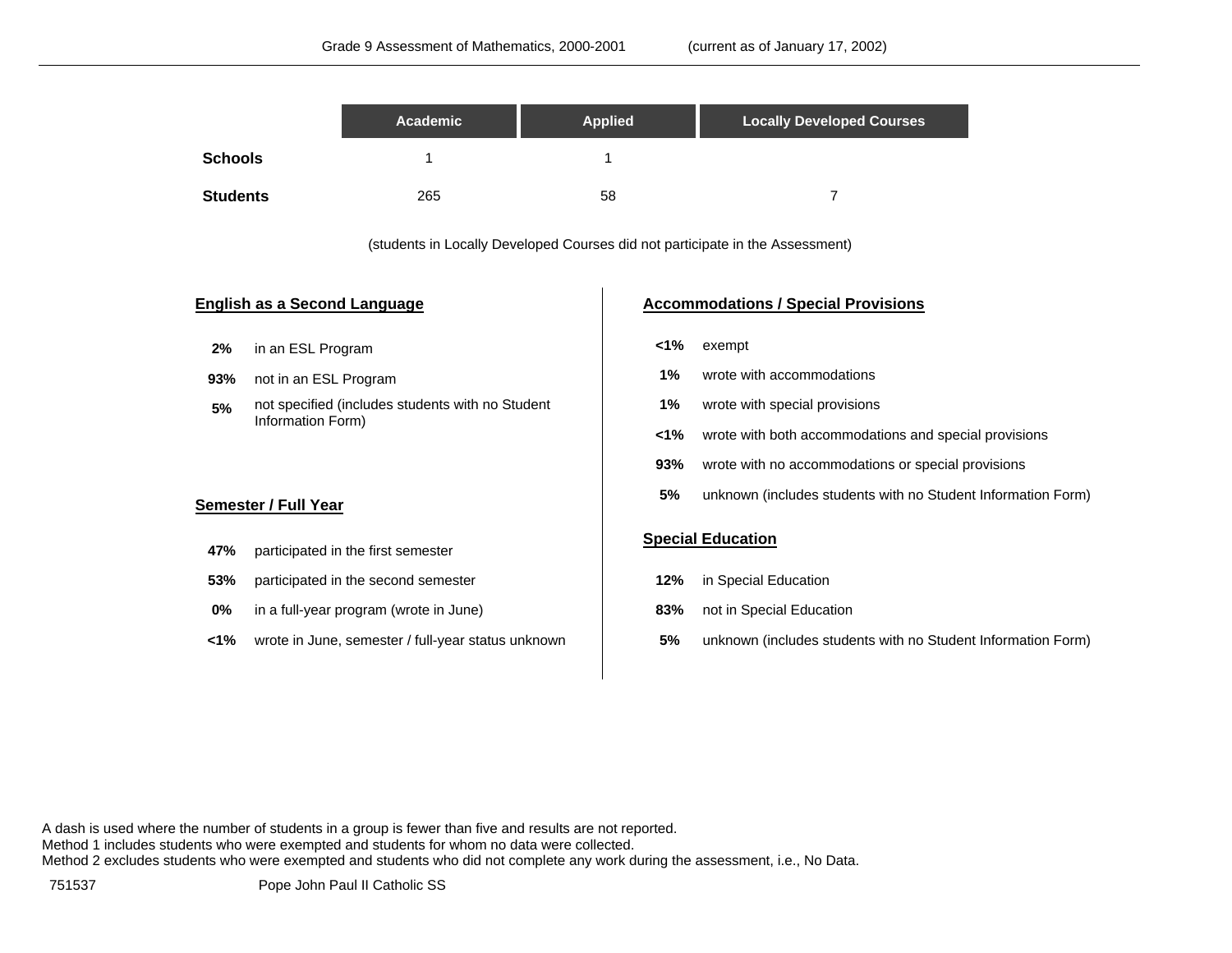Grade 9 Assessment of Mathematics, 2000-2001 (current as of January 17, 2002)

| | Academic | Applied | Locally Developed Courses |
|---|---|---|---|
| **Schools** | 1 | 1 | |
| **Students** | 265 | 58 | 7 |

(students in Locally Developed Courses did not participate in the Assessment)

**English as a Second Language**

- **2%** in an ESL Program
- **93%** not in an ESL Program
- **5%** not specified (includes students with no Student Information Form)

**Semester / Full Year**

- **47%** participated in the first semester
- **53%** participated in the second semester
- **0%** in a full-year program (wrote in June)
- **<1%** wrote in June, semester / full-year status unknown

**Accommodations / Special Provisions**

- **<1%** exempt
- **1%** wrote with accommodations
- **1%** wrote with special provisions
- **<1%** wrote with both accommodations and special provisions
- **93%** wrote with no accommodations or special provisions
- **5%** unknown (includes students with no Student Information Form)

**Special Education**

- **12%** in Special Education
- **83%** not in Special Education
- **5%** unknown (includes students with no Student Information Form)

A dash is used where the number of students in a group is fewer than five and results are not reported.
Method 1 includes students who were exempted and students for whom no data were collected.
Method 2 excludes students who were exempted and students who did not complete any work during the assessment, i.e., No Data.

751537 Pope John Paul II Catholic SS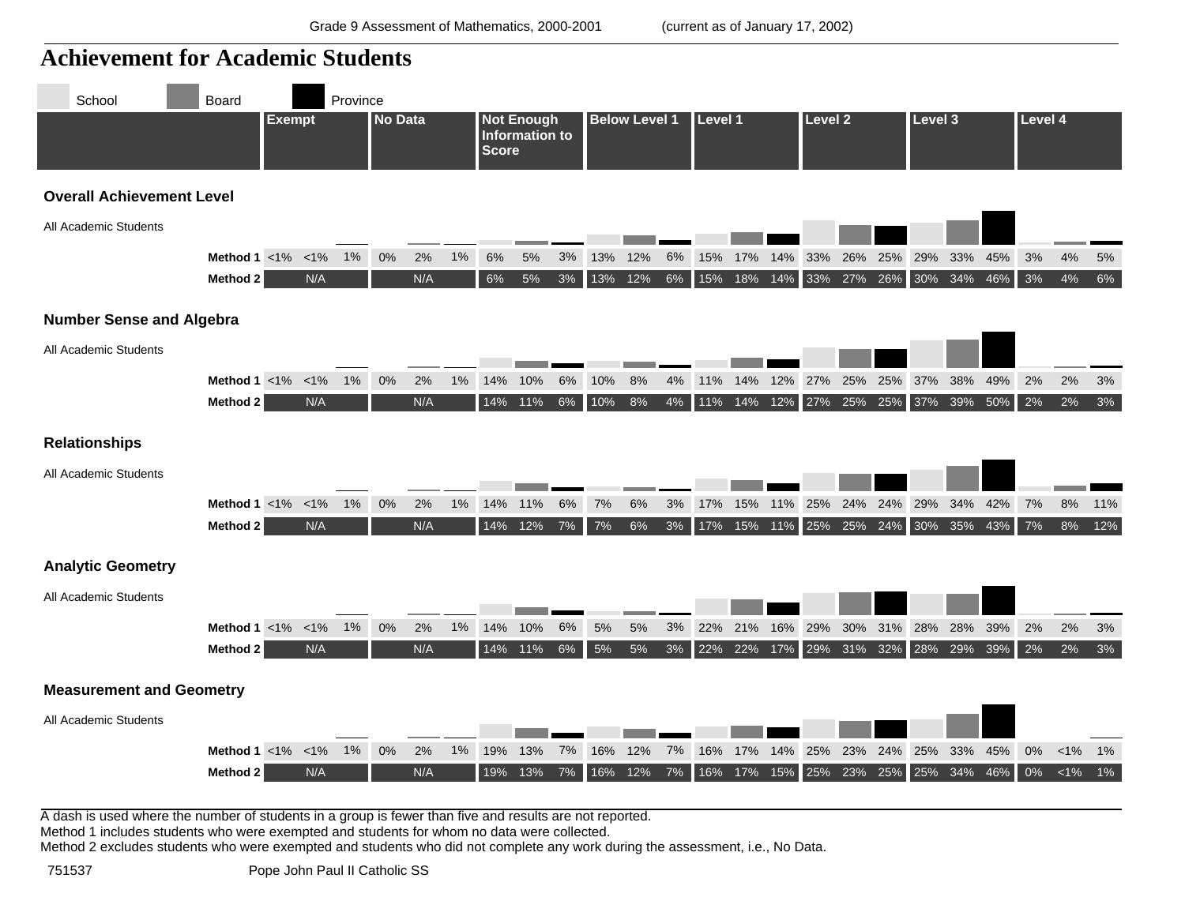Grade 9 Assessment of Mathematics, 2000-2001 (current as of January 17, 2002)

# Achievement for Academic Students

School Board Province

| | | Exempt | | | No Data | | | Not Enough Information to Score | | | Below Level 1 | | | Level 1 | | | Level 2 | | | Level 3 | | | Level 4 | | |
|---|---|---|---|---|---|---|---|---|---|---|---|---|---|---|---|---|---|---|---|---|---|---|---|---|---|---|
| **Overall Achievement Level** | | | | | | | | | | | | | | | | | | | | | | | | | | |
| All Academic Students | Method 1 | <1% | <1% | 1% | 0% | 2% | 1% | 6% | 5% | 3% | 13% | 12% | 6% | 15% | 17% | 14% | 33% | 26% | 25% | 29% | 33% | 45% | 3% | 4% | 5% |
| | Method 2 | N/A | | | N/A | | | 6% | 5% | 3% | 13% | 12% | 6% | 15% | 18% | 14% | 33% | 27% | 26% | 30% | 34% | 46% | 3% | 4% | 6% |
| **Number Sense and Algebra** | | | | | | | | | | | | | | | | | | | | | | | | | | |
| All Academic Students | Method 1 | <1% | <1% | 1% | 0% | 2% | 1% | 14% | 10% | 6% | 10% | 8% | 4% | 11% | 14% | 12% | 27% | 25% | 25% | 37% | 38% | 49% | 2% | 2% | 3% |
| | Method 2 | N/A | | | N/A | | | 14% | 11% | 6% | 10% | 8% | 4% | 11% | 14% | 12% | 27% | 25% | 25% | 37% | 39% | 50% | 2% | 2% | 3% |
| **Relationships** | | | | | | | | | | | | | | | | | | | | | | | | | | |
| All Academic Students | Method 1 | <1% | <1% | 1% | 0% | 2% | 1% | 14% | 11% | 6% | 7% | 6% | 3% | 17% | 15% | 11% | 25% | 24% | 24% | 29% | 34% | 42% | 7% | 8% | 11% |
| | Method 2 | N/A | | | N/A | | | 14% | 12% | 7% | 7% | 6% | 3% | 17% | 15% | 11% | 25% | 25% | 24% | 30% | 35% | 43% | 7% | 8% | 12% |
| **Analytic Geometry** | | | | | | | | | | | | | | | | | | | | | | | | | | |
| All Academic Students | Method 1 | <1% | <1% | 1% | 0% | 2% | 1% | 14% | 10% | 6% | 5% | 5% | 3% | 22% | 21% | 16% | 29% | 30% | 31% | 28% | 28% | 39% | 2% | 2% | 3% |
| | Method 2 | N/A | | | N/A | | | 14% | 11% | 6% | 5% | 5% | 3% | 22% | 22% | 17% | 29% | 31% | 32% | 28% | 29% | 39% | 2% | 2% | 3% |
| **Measurement and Geometry** | | | | | | | | | | | | | | | | | | | | | | | | | | |
| All Academic Students | Method 1 | <1% | <1% | 1% | 0% | 2% | 1% | 19% | 13% | 7% | 16% | 12% | 7% | 16% | 17% | 14% | 25% | 23% | 24% | 25% | 33% | 45% | 0% | <1% | 1% |
| | Method 2 | N/A | | | N/A | | | 19% | 13% | 7% | 16% | 12% | 7% | 16% | 17% | 15% | 25% | 23% | 25% | 25% | 34% | 46% | 0% | <1% | 1% |

A dash is used where the number of students in a group is fewer than five and results are not reported.
Method 1 includes students who were exempted and students for whom no data were collected.
Method 2 excludes students who were exempted and students who did not complete any work during the assessment, i.e., No Data.

751537 Pope John Paul II Catholic SS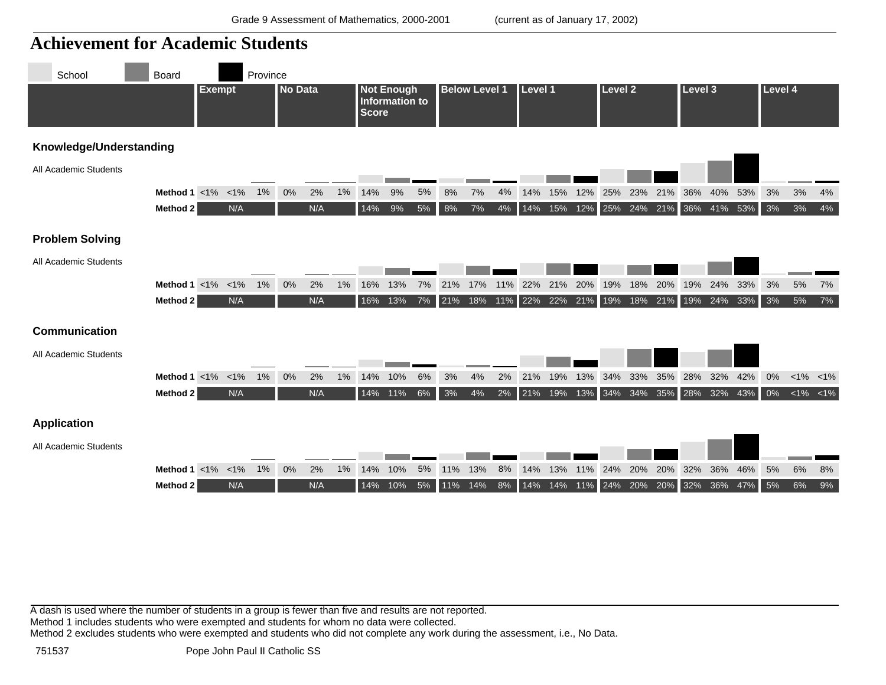Grade 9 Assessment of Mathematics, 2000-2001 (current as of January 17, 2002)

# Achievement for Academic Students

School | Board | Province

| | | Exempt | | | No Data | | | Not Enough Information to Score | | | Below Level 1 | | | Level 1 | | | Level 2 | | | Level 3 | | | Level 4 | | |
|---|---|---|---|---|---|---|---|---|---|---|---|---|---|---|---|---|---|---|---|---|---|---|---|---|---|---|
| **Knowledge/Understanding** | | | | | | | | | | | | | | | | | | | | | | | | | | |
| All Academic Students | **Method 1** | <1% | <1% | 1% | 0% | 2% | 1% | 14% | 9% | 5% | 8% | 7% | 4% | 14% | 15% | 12% | 25% | 23% | 21% | 36% | 40% | 53% | 3% | 3% | 4% |
| | **Method 2** | N/A | | | N/A | | | 14% | 9% | 5% | 8% | 7% | 4% | 14% | 15% | 12% | 25% | 24% | 21% | 36% | 41% | 53% | 3% | 3% | 4% |
| **Problem Solving** | | | | | | | | | | | | | | | | | | | | | | | | | | |
| All Academic Students | **Method 1** | <1% | <1% | 1% | 0% | 2% | 1% | 16% | 13% | 7% | 21% | 17% | 11% | 22% | 21% | 20% | 19% | 18% | 20% | 19% | 24% | 33% | 3% | 5% | 7% |
| | **Method 2** | N/A | | | N/A | | | 16% | 13% | 7% | 21% | 18% | 11% | 22% | 22% | 21% | 19% | 18% | 21% | 19% | 24% | 33% | 3% | 5% | 7% |
| **Communication** | | | | | | | | | | | | | | | | | | | | | | | | | | |
| All Academic Students | **Method 1** | <1% | <1% | 1% | 0% | 2% | 1% | 14% | 10% | 6% | 3% | 4% | 2% | 21% | 19% | 13% | 34% | 33% | 35% | 28% | 32% | 42% | 0% | <1% | <1% |
| | **Method 2** | N/A | | | N/A | | | 14% | 11% | 6% | 3% | 4% | 2% | 21% | 19% | 13% | 34% | 34% | 35% | 28% | 32% | 43% | 0% | <1% | <1% |
| **Application** | | | | | | | | | | | | | | | | | | | | | | | | | | |
| All Academic Students | **Method 1** | <1% | <1% | 1% | 0% | 2% | 1% | 14% | 10% | 5% | 11% | 13% | 8% | 14% | 13% | 11% | 24% | 20% | 20% | 32% | 36% | 46% | 5% | 6% | 8% |
| | **Method 2** | N/A | | | N/A | | | 14% | 10% | 5% | 11% | 14% | 8% | 14% | 14% | 11% | 24% | 20% | 20% | 32% | 36% | 47% | 5% | 6% | 9% |

A dash is used where the number of students in a group is fewer than five and results are not reported.
Method 1 includes students who were exempted and students for whom no data were collected.
Method 2 excludes students who were exempted and students who did not complete any work during the assessment, i.e., No Data.

751537 Pope John Paul II Catholic SS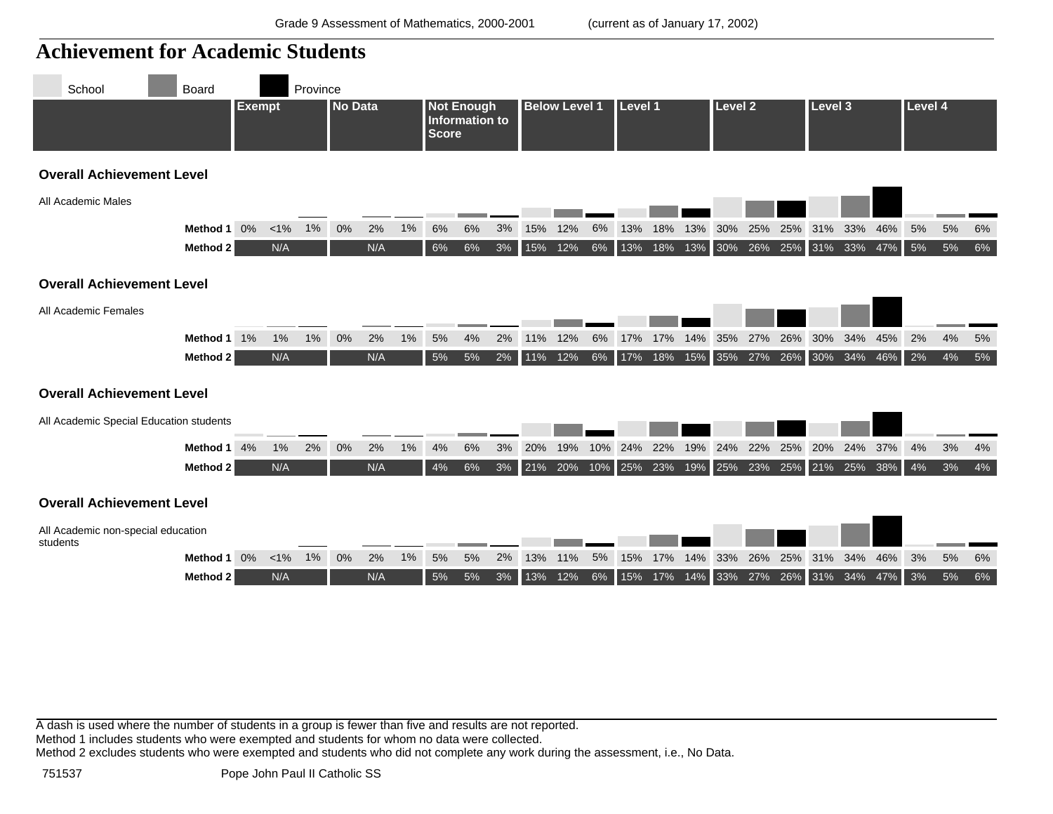Grade 9 Assessment of Mathematics, 2000-2001 (current as of January 17, 2002)

# Achievement for Academic Students

School | Board | Province

| | Exempt | | | No Data | | | Not Enough Information to Score | | | Below Level 1 | | | Level 1 | | | Level 2 | | | Level 3 | | | Level 4 | | |
|---|---|---|---|---|---|---|---|---|---|---|---|---|---|---|---|---|---|---|---|---|---|---|---|---|
| **Overall Achievement Level** | | | | | | | | | | | | | | | | | | | | | | | | |
| All Academic Males | | | | | | | | | | | | | | | | | | | | | | | | |
| **Method 1** | 0% | <1% | 1% | 0% | 2% | 1% | 6% | 6% | 3% | 15% | 12% | 6% | 13% | 18% | 13% | 30% | 25% | 25% | 31% | 33% | 46% | 5% | 5% | 6% |
| **Method 2** | | N/A | | | N/A | | 6% | 6% | 3% | 15% | 12% | 6% | 13% | 18% | 13% | 30% | 26% | 25% | 31% | 33% | 47% | 5% | 5% | 6% |
| **Overall Achievement Level** | | | | | | | | | | | | | | | | | | | | | | | | |
| All Academic Females | | | | | | | | | | | | | | | | | | | | | | | | |
| **Method 1** | 1% | 1% | 1% | 0% | 2% | 1% | 5% | 4% | 2% | 11% | 12% | 6% | 17% | 17% | 14% | 35% | 27% | 26% | 30% | 34% | 45% | 2% | 4% | 5% |
| **Method 2** | | N/A | | | N/A | | 5% | 5% | 2% | 11% | 12% | 6% | 17% | 18% | 15% | 35% | 27% | 26% | 30% | 34% | 46% | 2% | 4% | 5% |
| **Overall Achievement Level** | | | | | | | | | | | | | | | | | | | | | | | | |
| All Academic Special Education students | | | | | | | | | | | | | | | | | | | | | | | | |
| **Method 1** | 4% | 1% | 2% | 0% | 2% | 1% | 4% | 6% | 3% | 20% | 19% | 10% | 24% | 22% | 19% | 24% | 22% | 25% | 20% | 24% | 37% | 4% | 3% | 4% |
| **Method 2** | | N/A | | | N/A | | 4% | 6% | 3% | 21% | 20% | 10% | 25% | 23% | 19% | 25% | 23% | 25% | 21% | 25% | 38% | 4% | 3% | 4% |
| **Overall Achievement Level** | | | | | | | | | | | | | | | | | | | | | | | | |
| All Academic non-special education students | | | | | | | | | | | | | | | | | | | | | | | | |
| **Method 1** | 0% | <1% | 1% | 0% | 2% | 1% | 5% | 5% | 2% | 13% | 11% | 5% | 15% | 17% | 14% | 33% | 26% | 25% | 31% | 34% | 46% | 3% | 5% | 6% |
| **Method 2** | | N/A | | | N/A | | 5% | 5% | 3% | 13% | 12% | 6% | 15% | 17% | 14% | 33% | 27% | 26% | 31% | 34% | 47% | 3% | 5% | 6% |

A dash is used where the number of students in a group is fewer than five and results are not reported.
Method 1 includes students who were exempted and students for whom no data were collected.
Method 2 excludes students who were exempted and students who did not complete any work during the assessment, i.e., No Data.

751537 Pope John Paul II Catholic SS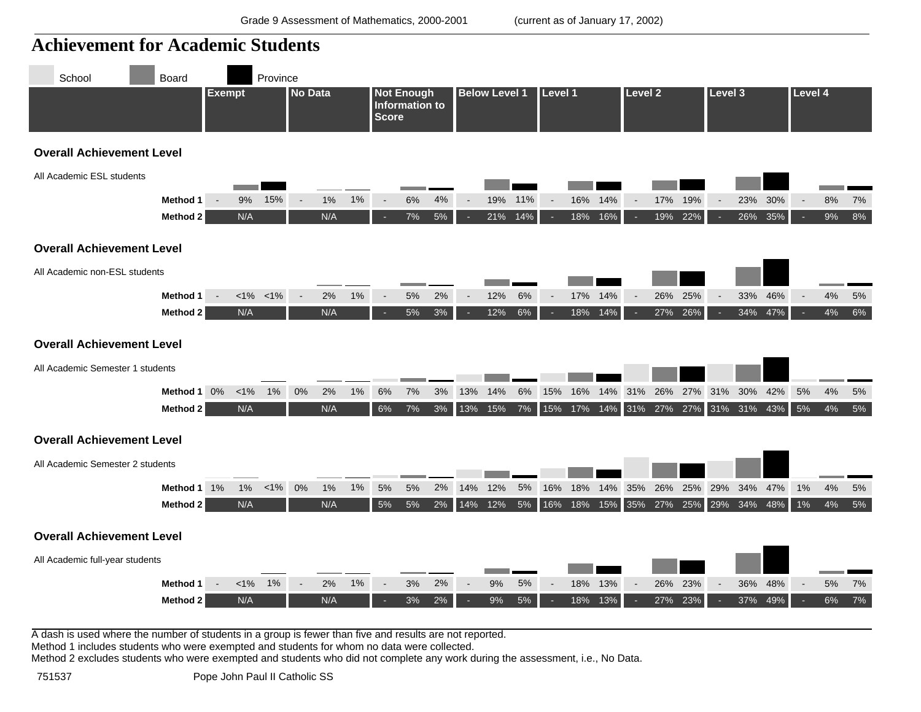Grade 9 Assessment of Mathematics, 2000-2001 (current as of January 17, 2002)

# Achievement for Academic Students

School | Board | Province

| | Exempt | | | No Data | | | Not Enough Information to Score | | | Below Level 1 | | | Level 1 | | | Level 2 | | | Level 3 | | | Level 4 | | |
|---|---|---|---|---|---|---|---|---|---|---|---|---|---|---|---|---|---|---|---|---|---|---|---|---|
| **Overall Achievement Level** | | | | | | | | | | | | | | | | | | | | | | | | |
| All Academic ESL students | | | | | | | | | | | | | | | | | | | | | | | | |
| **Method 1** | - | 9% | 15% | - | 1% | 1% | - | 6% | 4% | - | 19% | 11% | - | 16% | 14% | - | 17% | 19% | - | 23% | 30% | - | 8% | 7% |
| **Method 2** | N/A | | | N/A | | | - | 7% | 5% | - | 21% | 14% | - | 18% | 16% | - | 19% | 22% | - | 26% | 35% | - | 9% | 8% |
| **Overall Achievement Level** | | | | | | | | | | | | | | | | | | | | | | | | |
| All Academic non-ESL students | | | | | | | | | | | | | | | | | | | | | | | | |
| **Method 1** | - | <1% | <1% | - | 2% | 1% | - | 5% | 2% | - | 12% | 6% | - | 17% | 14% | - | 26% | 25% | - | 33% | 46% | - | 4% | 5% |
| **Method 2** | N/A | | | N/A | | | - | 5% | 3% | - | 12% | 6% | - | 18% | 14% | - | 27% | 26% | - | 34% | 47% | - | 4% | 6% |
| **Overall Achievement Level** | | | | | | | | | | | | | | | | | | | | | | | | |
| All Academic Semester 1 students | | | | | | | | | | | | | | | | | | | | | | | | |
| **Method 1** | 0% | <1% | 1% | 0% | 2% | 1% | 6% | 7% | 3% | 13% | 14% | 6% | 15% | 16% | 14% | 31% | 26% | 27% | 31% | 30% | 42% | 5% | 4% | 5% |
| **Method 2** | N/A | | | N/A | | | 6% | 7% | 3% | 13% | 15% | 7% | 15% | 17% | 14% | 31% | 27% | 27% | 31% | 31% | 43% | 5% | 4% | 5% |
| **Overall Achievement Level** | | | | | | | | | | | | | | | | | | | | | | | | |
| All Academic Semester 2 students | | | | | | | | | | | | | | | | | | | | | | | | |
| **Method 1** | 1% | 1% | <1% | 0% | 1% | 1% | 5% | 5% | 2% | 14% | 12% | 5% | 16% | 18% | 14% | 35% | 26% | 25% | 29% | 34% | 47% | 1% | 4% | 5% |
| **Method 2** | N/A | | | N/A | | | 5% | 5% | 2% | 14% | 12% | 5% | 16% | 18% | 15% | 35% | 27% | 25% | 29% | 34% | 48% | 1% | 4% | 5% |
| **Overall Achievement Level** | | | | | | | | | | | | | | | | | | | | | | | | |
| All Academic full-year students | | | | | | | | | | | | | | | | | | | | | | | | |
| **Method 1** | - | <1% | 1% | - | 2% | 1% | - | 3% | 2% | - | 9% | 5% | - | 18% | 13% | - | 26% | 23% | - | 36% | 48% | - | 5% | 7% |
| **Method 2** | N/A | | | N/A | | | - | 3% | 2% | - | 9% | 5% | - | 18% | 13% | - | 27% | 23% | - | 37% | 49% | - | 6% | 7% |

A dash is used where the number of students in a group is fewer than five and results are not reported.
Method 1 includes students who were exempted and students for whom no data were collected.
Method 2 excludes students who were exempted and students who did not complete any work during the assessment, i.e., No Data.

751537 Pope John Paul II Catholic SS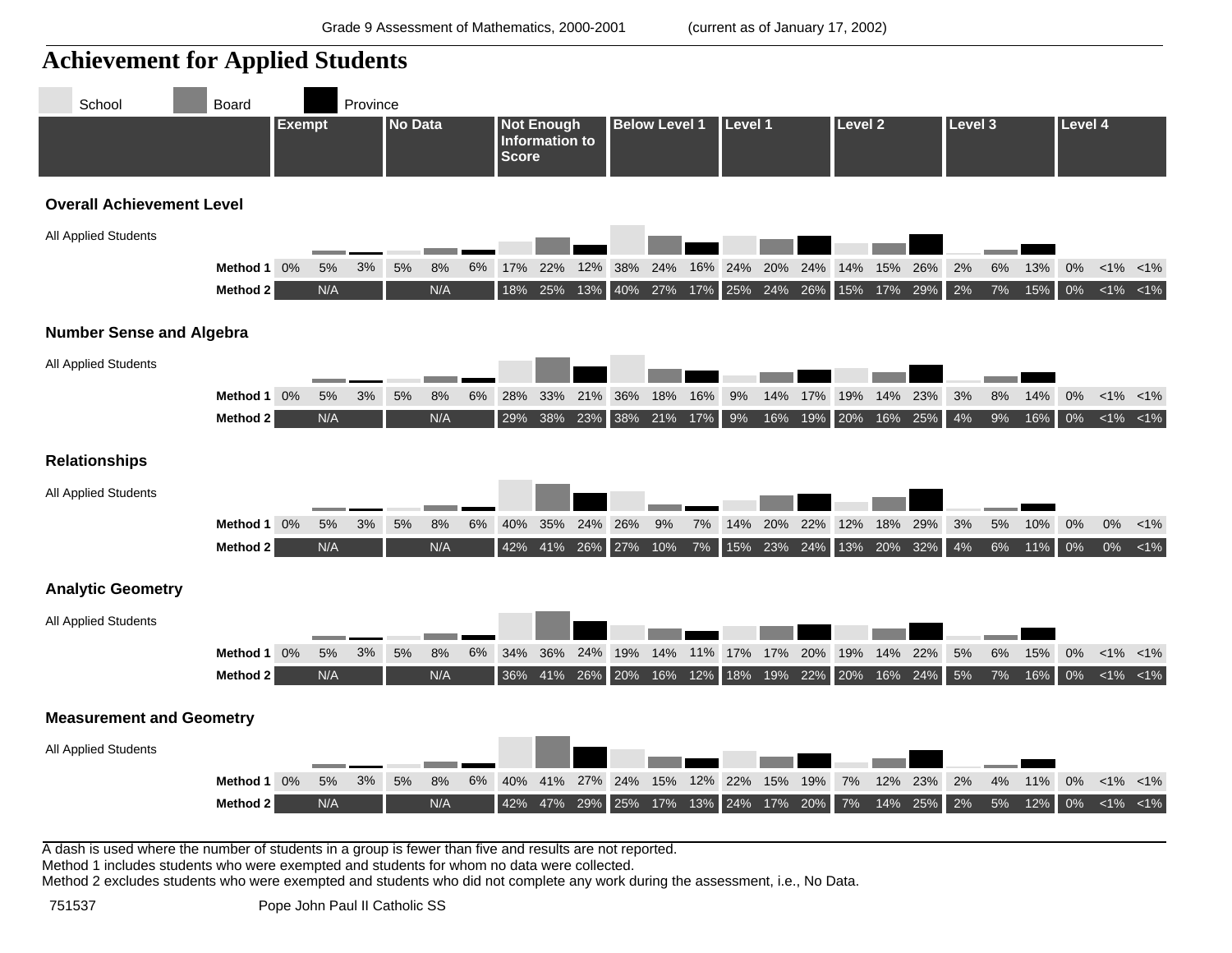Grade 9 Assessment of Mathematics, 2000-2001 (current as of January 17, 2002)

# Achievement for Applied Students

School Board Province

| | | Exempt | | | No Data | | | Not Enough Information to Score | | | Below Level 1 | | | Level 1 | | | Level 2 | | | Level 3 | | | Level 4 | | |
|---|---|---|---|---|---|---|---|---|---|---|---|---|---|---|---|---|---|---|---|---|---|---|---|---|---|---|
| **Overall Achievement Level** | | | | | | | | | | | | | | | | | | | | | | | | | | |
| All Applied Students | Method 1 | 0% | 5% | 3% | 5% | 8% | 6% | 17% | 22% | 12% | 38% | 24% | 16% | 24% | 20% | 24% | 14% | 15% | 26% | 2% | 6% | 13% | 0% | <1% | <1% |
| | Method 2 | N/A | | | N/A | | | 18% | 25% | 13% | 40% | 27% | 17% | 25% | 24% | 26% | 15% | 17% | 29% | 2% | 7% | 15% | 0% | <1% | <1% |
| **Number Sense and Algebra** | | | | | | | | | | | | | | | | | | | | | | | | | | |
| All Applied Students | Method 1 | 0% | 5% | 3% | 5% | 8% | 6% | 28% | 33% | 21% | 36% | 18% | 16% | 9% | 14% | 17% | 19% | 14% | 23% | 3% | 8% | 14% | 0% | <1% | <1% |
| | Method 2 | N/A | | | N/A | | | 29% | 38% | 23% | 38% | 21% | 17% | 9% | 16% | 19% | 20% | 16% | 25% | 4% | 9% | 16% | 0% | <1% | <1% |
| **Relationships** | | | | | | | | | | | | | | | | | | | | | | | | | | |
| All Applied Students | Method 1 | 0% | 5% | 3% | 5% | 8% | 6% | 40% | 35% | 24% | 26% | 9% | 7% | 14% | 20% | 22% | 12% | 18% | 29% | 3% | 5% | 10% | 0% | 0% | <1% |
| | Method 2 | N/A | | | N/A | | | 42% | 41% | 26% | 27% | 10% | 7% | 15% | 23% | 24% | 13% | 20% | 32% | 4% | 6% | 11% | 0% | 0% | <1% |
| **Analytic Geometry** | | | | | | | | | | | | | | | | | | | | | | | | | | |
| All Applied Students | Method 1 | 0% | 5% | 3% | 5% | 8% | 6% | 34% | 36% | 24% | 19% | 14% | 11% | 17% | 17% | 20% | 19% | 14% | 22% | 5% | 6% | 15% | 0% | <1% | <1% |
| | Method 2 | N/A | | | N/A | | | 36% | 41% | 26% | 20% | 16% | 12% | 18% | 19% | 22% | 20% | 16% | 24% | 5% | 7% | 16% | 0% | <1% | <1% |
| **Measurement and Geometry** | | | | | | | | | | | | | | | | | | | | | | | | | | |
| All Applied Students | Method 1 | 0% | 5% | 3% | 5% | 8% | 6% | 40% | 41% | 27% | 24% | 15% | 12% | 22% | 15% | 19% | 7% | 12% | 23% | 2% | 4% | 11% | 0% | <1% | <1% |
| | Method 2 | N/A | | | N/A | | | 42% | 47% | 29% | 25% | 17% | 13% | 24% | 17% | 20% | 7% | 14% | 25% | 2% | 5% | 12% | 0% | <1% | <1% |

A dash is used where the number of students in a group is fewer than five and results are not reported.
Method 1 includes students who were exempted and students for whom no data were collected.
Method 2 excludes students who were exempted and students who did not complete any work during the assessment, i.e., No Data.

751537 Pope John Paul II Catholic SS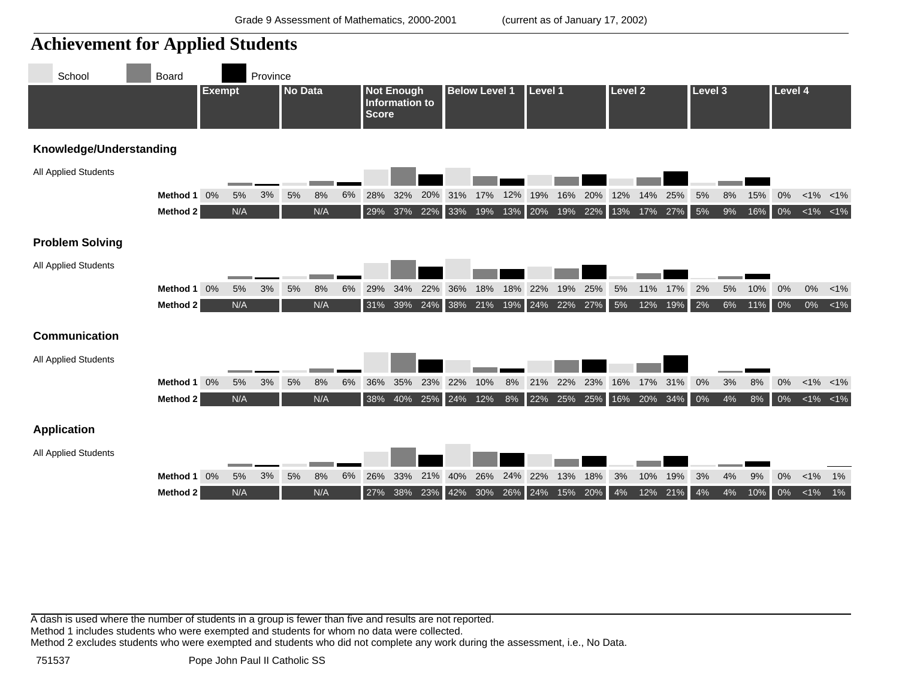Grade 9 Assessment of Mathematics, 2000-2001 (current as of January 17, 2002)

# Achievement for Applied Students

School | Board | Province

| | Exempt | | | No Data | | | Not Enough Information to Score | | | Below Level 1 | | | Level 1 | | | Level 2 | | | Level 3 | | | Level 4 | | |
|---|---|---|---|---|---|---|---|---|---|---|---|---|---|---|---|---|---|---|---|---|---|---|---|---|
| **Knowledge/Understanding** | | | | | | | | | | | | | | | | | | | | | | | | |
| All Applied Students | | | | | | | | | | | | | | | | | | | | | | | | |
| **Method 1** | 0% | 5% | 3% | 5% | 8% | 6% | 28% | 32% | 20% | 31% | 17% | 12% | 19% | 16% | 20% | 12% | 14% | 25% | 5% | 8% | 15% | 0% | <1% | <1% |
| **Method 2** | N/A | | | N/A | | | 29% | 37% | 22% | 33% | 19% | 13% | 20% | 19% | 22% | 13% | 17% | 27% | 5% | 9% | 16% | 0% | <1% | <1% |
| **Problem Solving** | | | | | | | | | | | | | | | | | | | | | | | | |
| All Applied Students | | | | | | | | | | | | | | | | | | | | | | | | |
| **Method 1** | 0% | 5% | 3% | 5% | 8% | 6% | 29% | 34% | 22% | 36% | 18% | 18% | 22% | 19% | 25% | 5% | 11% | 17% | 2% | 5% | 10% | 0% | 0% | <1% |
| **Method 2** | N/A | | | N/A | | | 31% | 39% | 24% | 38% | 21% | 19% | 24% | 22% | 27% | 5% | 12% | 19% | 2% | 6% | 11% | 0% | 0% | <1% |
| **Communication** | | | | | | | | | | | | | | | | | | | | | | | | |
| All Applied Students | | | | | | | | | | | | | | | | | | | | | | | | |
| **Method 1** | 0% | 5% | 3% | 5% | 8% | 6% | 36% | 35% | 23% | 22% | 10% | 8% | 21% | 22% | 23% | 16% | 17% | 31% | 0% | 3% | 8% | 0% | <1% | <1% |
| **Method 2** | N/A | | | N/A | | | 38% | 40% | 25% | 24% | 12% | 8% | 22% | 25% | 25% | 16% | 20% | 34% | 0% | 4% | 8% | 0% | <1% | <1% |
| **Application** | | | | | | | | | | | | | | | | | | | | | | | | |
| All Applied Students | | | | | | | | | | | | | | | | | | | | | | | | |
| **Method 1** | 0% | 5% | 3% | 5% | 8% | 6% | 26% | 33% | 21% | 40% | 26% | 24% | 22% | 13% | 18% | 3% | 10% | 19% | 3% | 4% | 9% | 0% | <1% | 1% |
| **Method 2** | N/A | | | N/A | | | 27% | 38% | 23% | 42% | 30% | 26% | 24% | 15% | 20% | 4% | 12% | 21% | 4% | 4% | 10% | 0% | <1% | 1% |

A dash is used where the number of students in a group is fewer than five and results are not reported.
Method 1 includes students who were exempted and students for whom no data were collected.
Method 2 excludes students who were exempted and students who did not complete any work during the assessment, i.e., No Data.

751537 Pope John Paul II Catholic SS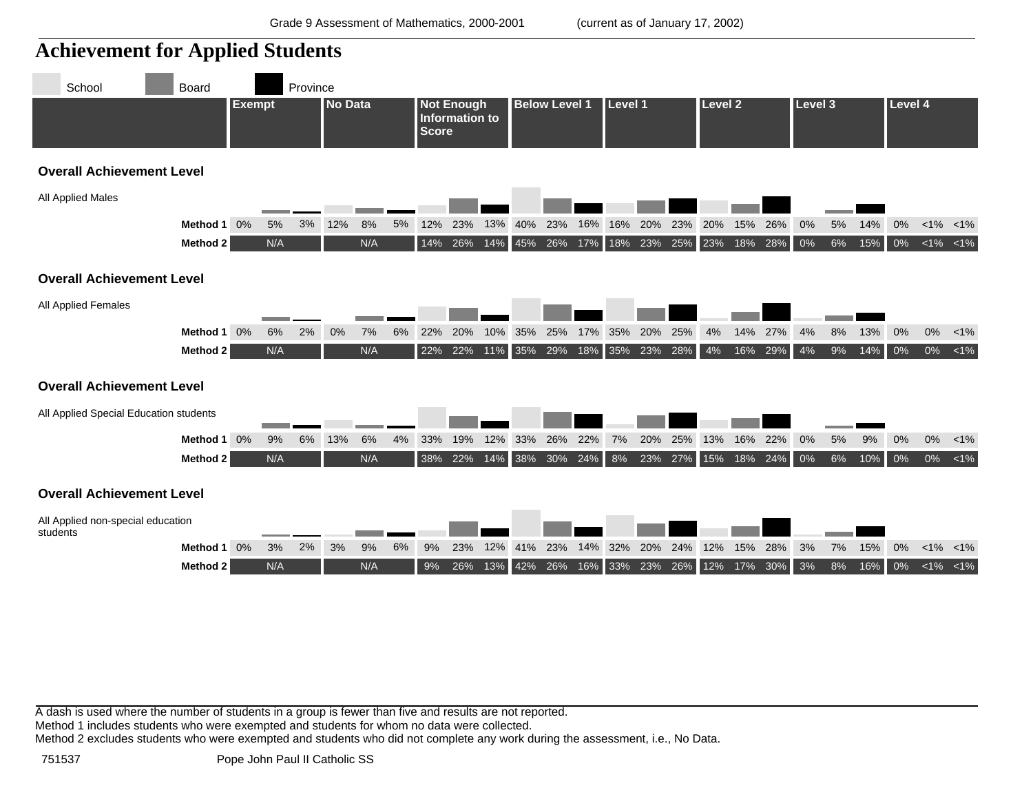Grade 9 Assessment of Mathematics, 2000-2001 (current as of January 17, 2002)

# Achievement for Applied Students

School Board Province

| | Exempt | | | No Data | | | Not Enough Information to Score | | | Below Level 1 | | | Level 1 | | | Level 2 | | | Level 3 | | | Level 4 | | |
|---|---|---|---|---|---|---|---|---|---|---|---|---|---|---|---|---|---|---|---|---|---|---|---|---|
| **Overall Achievement Level** | | | | | | | | | | | | | | | | | | | | | | | | |
| All Applied Males | | | | | | | | | | | | | | | | | | | | | | | | |
| **Method 1** | 0% | 5% | 3% | 12% | 8% | 5% | 12% | 23% | 13% | 40% | 23% | 16% | 16% | 20% | 23% | 20% | 15% | 26% | 0% | 5% | 14% | 0% | <1% | <1% |
| **Method 2** | | N/A | | | N/A | | 14% | 26% | 14% | 45% | 26% | 17% | 18% | 23% | 25% | 23% | 18% | 28% | 0% | 6% | 15% | 0% | <1% | <1% |
| **Overall Achievement Level** | | | | | | | | | | | | | | | | | | | | | | | | |
| All Applied Females | | | | | | | | | | | | | | | | | | | | | | | | |
| **Method 1** | 0% | 6% | 2% | 0% | 7% | 6% | 22% | 20% | 10% | 35% | 25% | 17% | 35% | 20% | 25% | 4% | 14% | 27% | 4% | 8% | 13% | 0% | 0% | <1% |
| **Method 2** | | N/A | | | N/A | | 22% | 22% | 11% | 35% | 29% | 18% | 35% | 23% | 28% | 4% | 16% | 29% | 4% | 9% | 14% | 0% | 0% | <1% |
| **Overall Achievement Level** | | | | | | | | | | | | | | | | | | | | | | | | |
| All Applied Special Education students | | | | | | | | | | | | | | | | | | | | | | | | |
| **Method 1** | 0% | 9% | 6% | 13% | 6% | 4% | 33% | 19% | 12% | 33% | 26% | 22% | 7% | 20% | 25% | 13% | 16% | 22% | 0% | 5% | 9% | 0% | 0% | <1% |
| **Method 2** | | N/A | | | N/A | | 38% | 22% | 14% | 38% | 30% | 24% | 8% | 23% | 27% | 15% | 18% | 24% | 0% | 6% | 10% | 0% | 0% | <1% |
| **Overall Achievement Level** | | | | | | | | | | | | | | | | | | | | | | | | |
| All Applied non-special education students | | | | | | | | | | | | | | | | | | | | | | | | |
| **Method 1** | 0% | 3% | 2% | 3% | 9% | 6% | 9% | 23% | 12% | 41% | 23% | 14% | 32% | 20% | 24% | 12% | 15% | 28% | 3% | 7% | 15% | 0% | <1% | <1% |
| **Method 2** | | N/A | | | N/A | | 9% | 26% | 13% | 42% | 26% | 16% | 33% | 23% | 26% | 12% | 17% | 30% | 3% | 8% | 16% | 0% | <1% | <1% |

A dash is used where the number of students in a group is fewer than five and results are not reported.
Method 1 includes students who were exempted and students for whom no data were collected.
Method 2 excludes students who were exempted and students who did not complete any work during the assessment, i.e., No Data.

751537 Pope John Paul II Catholic SS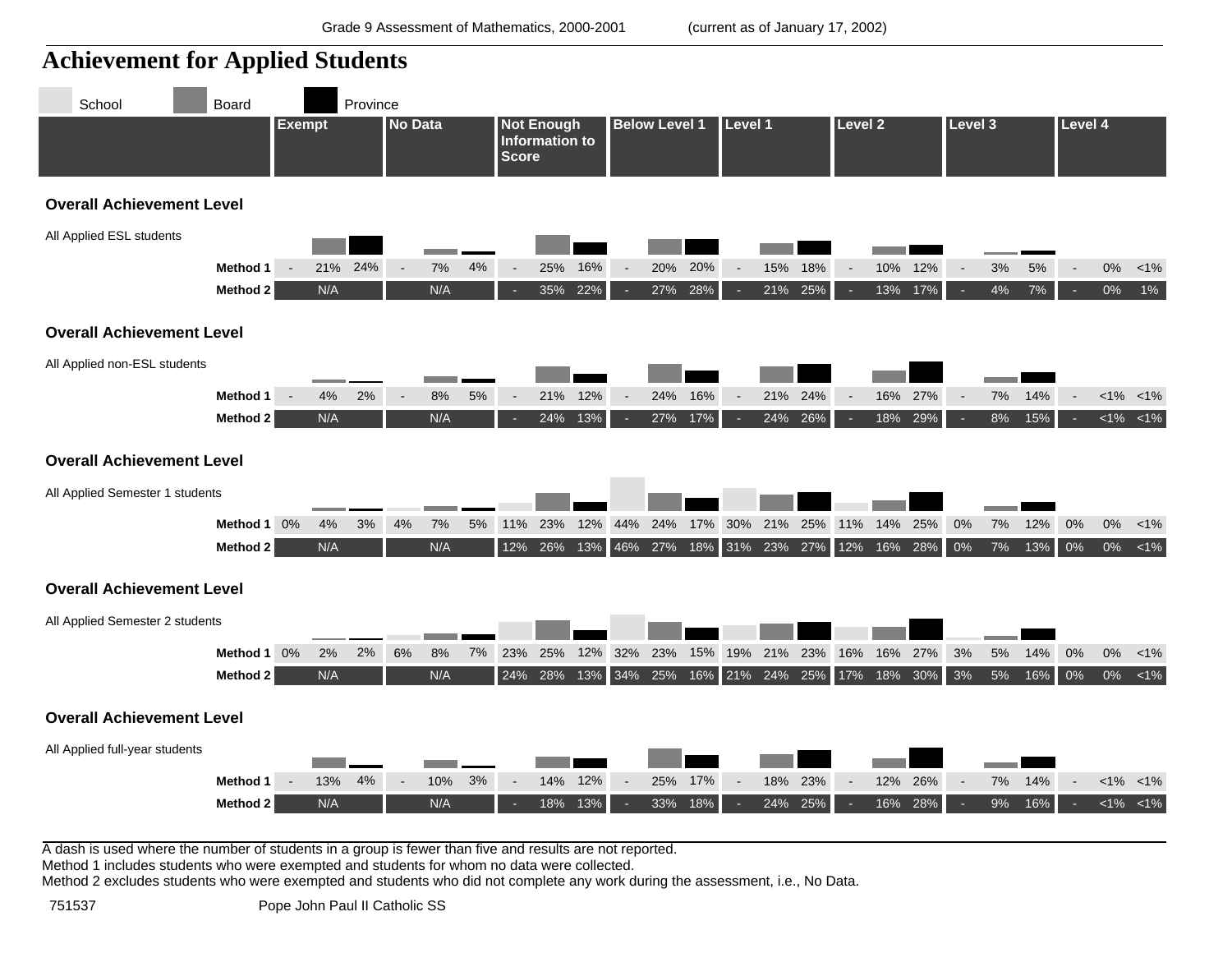# Achievement for Applied Students

School | Board | Province

| | Exempt | | | No Data | | | Not Enough Information to Score | | | Below Level 1 | | | Level 1 | | | Level 2 | | | Level 3 | | | Level 4 | | |
|---|---|---|---|---|---|---|---|---|---|---|---|---|---|---|---|---|---|---|---|---|---|---|---|---|
| **Overall Achievement Level** | | | | | | | | | | | | | | | | | | | | | | | | |
| All Applied ESL students | | | | | | | | | | | | | | | | | | | | | | | | |
| **Method 1** | - | 21% | 24% | - | 7% | 4% | - | 25% | 16% | - | 20% | 20% | - | 15% | 18% | - | 10% | 12% | - | 3% | 5% | - | 0% | <1% |
| **Method 2** | | N/A | | | N/A | | - | 35% | 22% | - | 27% | 28% | - | 21% | 25% | - | 13% | 17% | - | 4% | 7% | - | 0% | 1% |
| **Overall Achievement Level** | | | | | | | | | | | | | | | | | | | | | | | | |
| All Applied non-ESL students | | | | | | | | | | | | | | | | | | | | | | | | |
| **Method 1** | - | 4% | 2% | - | 8% | 5% | - | 21% | 12% | - | 24% | 16% | - | 21% | 24% | - | 16% | 27% | - | 7% | 14% | - | <1% | <1% |
| **Method 2** | | N/A | | | N/A | | - | 24% | 13% | - | 27% | 17% | - | 24% | 26% | - | 18% | 29% | - | 8% | 15% | - | <1% | <1% |
| **Overall Achievement Level** | | | | | | | | | | | | | | | | | | | | | | | | |
| All Applied Semester 1 students | | | | | | | | | | | | | | | | | | | | | | | | |
| **Method 1** | 0% | 4% | 3% | 4% | 7% | 5% | 11% | 23% | 12% | 44% | 24% | 17% | 30% | 21% | 25% | 11% | 14% | 25% | 0% | 7% | 12% | 0% | 0% | <1% |
| **Method 2** | | N/A | | | N/A | | 12% | 26% | 13% | 46% | 27% | 18% | 31% | 23% | 27% | 12% | 16% | 28% | 0% | 7% | 13% | 0% | 0% | <1% |
| **Overall Achievement Level** | | | | | | | | | | | | | | | | | | | | | | | | |
| All Applied Semester 2 students | | | | | | | | | | | | | | | | | | | | | | | | |
| **Method 1** | 0% | 2% | 2% | 6% | 8% | 7% | 23% | 25% | 12% | 32% | 23% | 15% | 19% | 21% | 23% | 16% | 16% | 27% | 3% | 5% | 14% | 0% | 0% | <1% |
| **Method 2** | | N/A | | | N/A | | 24% | 28% | 13% | 34% | 25% | 16% | 21% | 24% | 25% | 17% | 18% | 30% | 3% | 5% | 16% | 0% | 0% | <1% |
| **Overall Achievement Level** | | | | | | | | | | | | | | | | | | | | | | | | |
| All Applied full-year students | | | | | | | | | | | | | | | | | | | | | | | | |
| **Method 1** | - | 13% | 4% | - | 10% | 3% | - | 14% | 12% | - | 25% | 17% | - | 18% | 23% | - | 12% | 26% | - | 7% | 14% | - | <1% | <1% |
| **Method 2** | | N/A | | | N/A | | - | 18% | 13% | - | 33% | 18% | - | 24% | 25% | - | 16% | 28% | - | 9% | 16% | - | <1% | <1% |

A dash is used where the number of students in a group is fewer than five and results are not reported.
Method 1 includes students who were exempted and students for whom no data were collected.
Method 2 excludes students who were exempted and students who did not complete any work during the assessment, i.e., No Data.

751537 Pope John Paul II Catholic SS